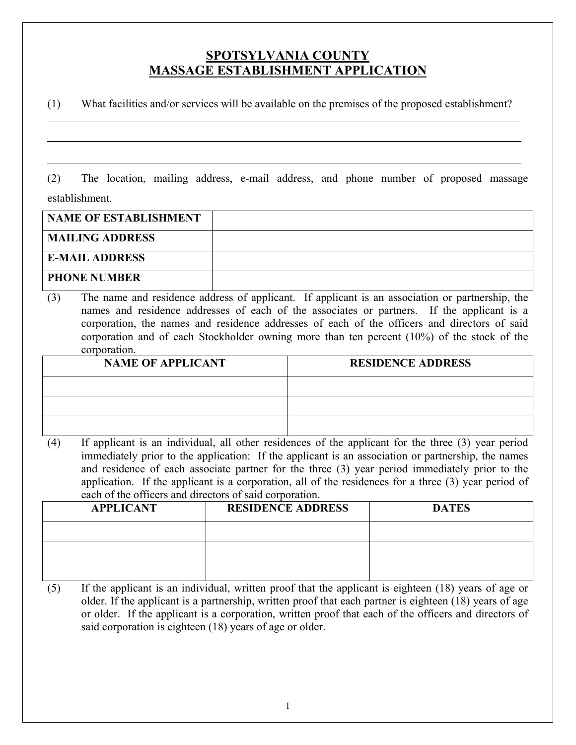# SPOTSYLVANIA COUNTY
# MASSAGE ESTABLISHMENT APPLICATION

(1) What facilities and/or services will be available on the premises of the proposed establishment?

\_\_\_\_\_\_\_\_\_\_\_\_\_\_\_\_\_\_\_\_\_\_\_\_\_\_\_\_\_\_\_\_\_\_\_\_\_\_\_\_\_\_\_\_\_\_\_\_\_\_\_\_\_\_\_\_\_\_\_\_\_\_\_\_\_\_\_\_\_\_\_\_

\_\_\_\_\_\_\_\_\_\_\_\_\_\_\_\_\_\_\_\_\_\_\_\_\_\_\_\_\_\_\_\_\_\_\_\_\_\_\_\_\_\_\_\_\_\_\_\_\_\_\_\_\_\_\_\_\_\_\_\_\_\_\_\_\_\_\_\_\_\_\_\_

\_\_\_\_\_\_\_\_\_\_\_\_\_\_\_\_\_\_\_\_\_\_\_\_\_\_\_\_\_\_\_\_\_\_\_\_\_\_\_\_\_\_\_\_\_\_\_\_\_\_\_\_\_\_\_\_\_\_\_\_\_\_\_\_\_\_\_\_\_\_\_\_

(2) The location, mailing address, e-mail address, and phone number of proposed massage establishment.

| | |
|---|---|
| **NAME OF ESTABLISHMENT** | |
| **MAILING ADDRESS** | |
| **E-MAIL ADDRESS** | |
| **PHONE NUMBER** | |

(3) The name and residence address of applicant. If applicant is an association or partnership, the names and residence addresses of each of the associates or partners. If the applicant is a corporation, the names and residence addresses of each of the officers and directors of said corporation and of each Stockholder owning more than ten percent (10%) of the stock of the corporation.

| NAME OF APPLICANT | RESIDENCE ADDRESS |
|---|---|
| | |
| | |
| | |

(4) If applicant is an individual, all other residences of the applicant for the three (3) year period immediately prior to the application: If the applicant is an association or partnership, the names and residence of each associate partner for the three (3) year period immediately prior to the application. If the applicant is a corporation, all of the residences for a three (3) year period of each of the officers and directors of said corporation.

| APPLICANT | RESIDENCE ADDRESS | DATES |
|---|---|---|
| | | |
| | | |
| | | |

(5) If the applicant is an individual, written proof that the applicant is eighteen (18) years of age or older. If the applicant is a partnership, written proof that each partner is eighteen (18) years of age or older. If the applicant is a corporation, written proof that each of the officers and directors of said corporation is eighteen (18) years of age or older.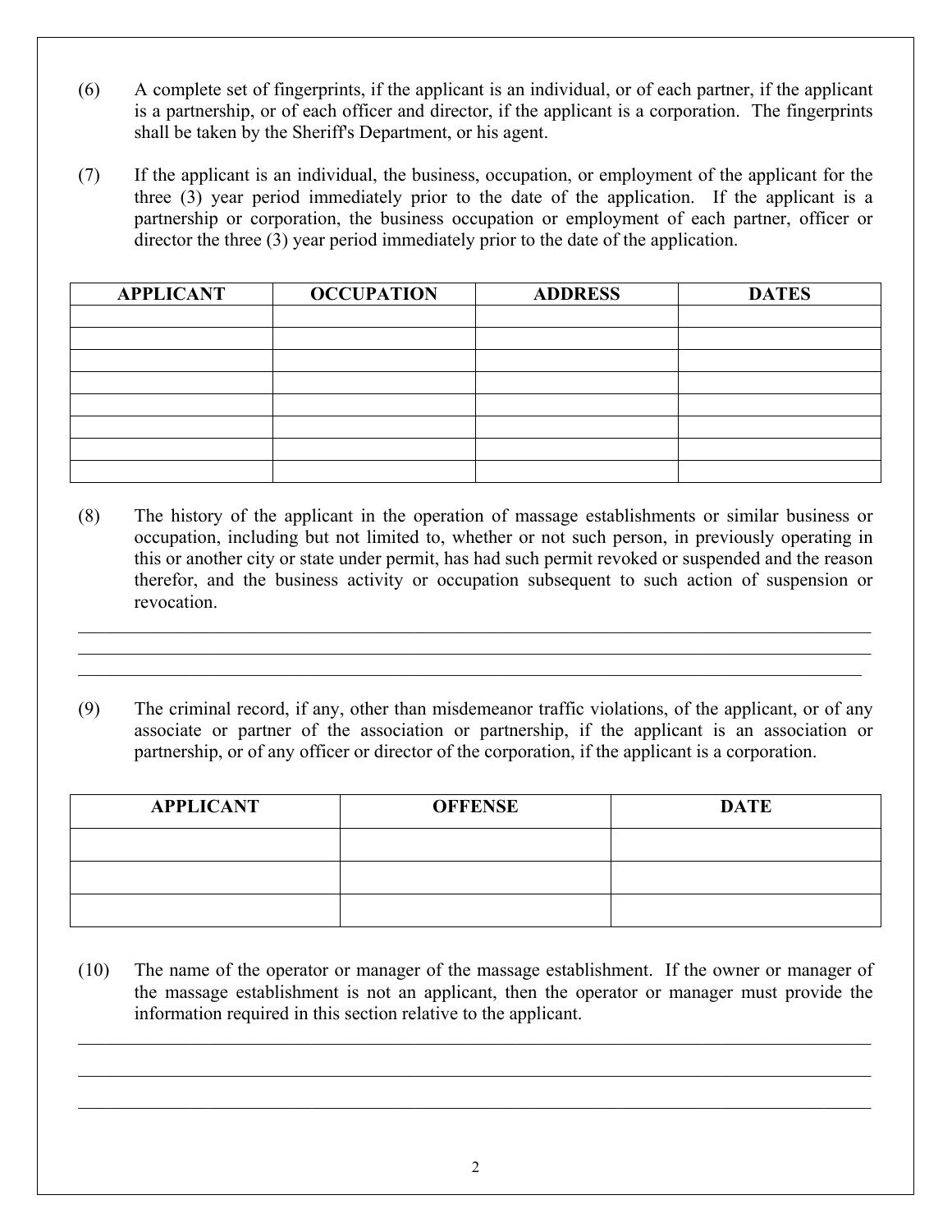(6) A complete set of fingerprints, if the applicant is an individual, or of each partner, if the applicant is a partnership, or of each officer and director, if the applicant is a corporation. The fingerprints shall be taken by the Sheriff's Department, or his agent.

(7) If the applicant is an individual, the business, occupation, or employment of the applicant for the three (3) year period immediately prior to the date of the application. If the applicant is a partnership or corporation, the business occupation or employment of each partner, officer or director the three (3) year period immediately prior to the date of the application.

| APPLICANT | OCCUPATION | ADDRESS | DATES |
|---|---|---|---|
| | | | |
| | | | |
| | | | |
| | | | |
| | | | |
| | | | |
| | | | |
| | | | |

(8) The history of the applicant in the operation of massage establishments or similar business or occupation, including but not limited to, whether or not such person, in previously operating in this or another city or state under permit, has had such permit revoked or suspended and the reason therefor, and the business activity or occupation subsequent to such action of suspension or revocation.

\_\_\_\_\_\_\_\_\_\_\_\_\_\_\_\_\_\_\_\_\_\_\_\_\_\_\_\_\_\_\_\_\_\_\_\_\_\_\_\_\_\_\_\_\_\_\_\_\_\_\_\_\_\_\_\_\_\_\_\_\_\_\_\_\_\_\_\_\_\_\_\_\_\_\_\_

\_\_\_\_\_\_\_\_\_\_\_\_\_\_\_\_\_\_\_\_\_\_\_\_\_\_\_\_\_\_\_\_\_\_\_\_\_\_\_\_\_\_\_\_\_\_\_\_\_\_\_\_\_\_\_\_\_\_\_\_\_\_\_\_\_\_\_\_\_\_\_\_\_\_\_\_

\_\_\_\_\_\_\_\_\_\_\_\_\_\_\_\_\_\_\_\_\_\_\_\_\_\_\_\_\_\_\_\_\_\_\_\_\_\_\_\_\_\_\_\_\_\_\_\_\_\_\_\_\_\_\_\_\_\_\_\_\_\_\_\_\_\_\_\_\_\_\_\_\_\_\_\_

(9) The criminal record, if any, other than misdemeanor traffic violations, of the applicant, or of any associate or partner of the association or partnership, if the applicant is an association or partnership, or of any officer or director of the corporation, if the applicant is a corporation.

| APPLICANT | OFFENSE | DATE |
|---|---|---|
| | | |
| | | |
| | | |

(10) The name of the operator or manager of the massage establishment. If the owner or manager of the massage establishment is not an applicant, then the operator or manager must provide the information required in this section relative to the applicant.

\_\_\_\_\_\_\_\_\_\_\_\_\_\_\_\_\_\_\_\_\_\_\_\_\_\_\_\_\_\_\_\_\_\_\_\_\_\_\_\_\_\_\_\_\_\_\_\_\_\_\_\_\_\_\_\_\_\_\_\_\_\_\_\_\_\_\_\_\_\_\_\_\_\_\_\_

\_\_\_\_\_\_\_\_\_\_\_\_\_\_\_\_\_\_\_\_\_\_\_\_\_\_\_\_\_\_\_\_\_\_\_\_\_\_\_\_\_\_\_\_\_\_\_\_\_\_\_\_\_\_\_\_\_\_\_\_\_\_\_\_\_\_\_\_\_\_\_\_\_\_\_\_

\_\_\_\_\_\_\_\_\_\_\_\_\_\_\_\_\_\_\_\_\_\_\_\_\_\_\_\_\_\_\_\_\_\_\_\_\_\_\_\_\_\_\_\_\_\_\_\_\_\_\_\_\_\_\_\_\_\_\_\_\_\_\_\_\_\_\_\_\_\_\_\_\_\_\_\_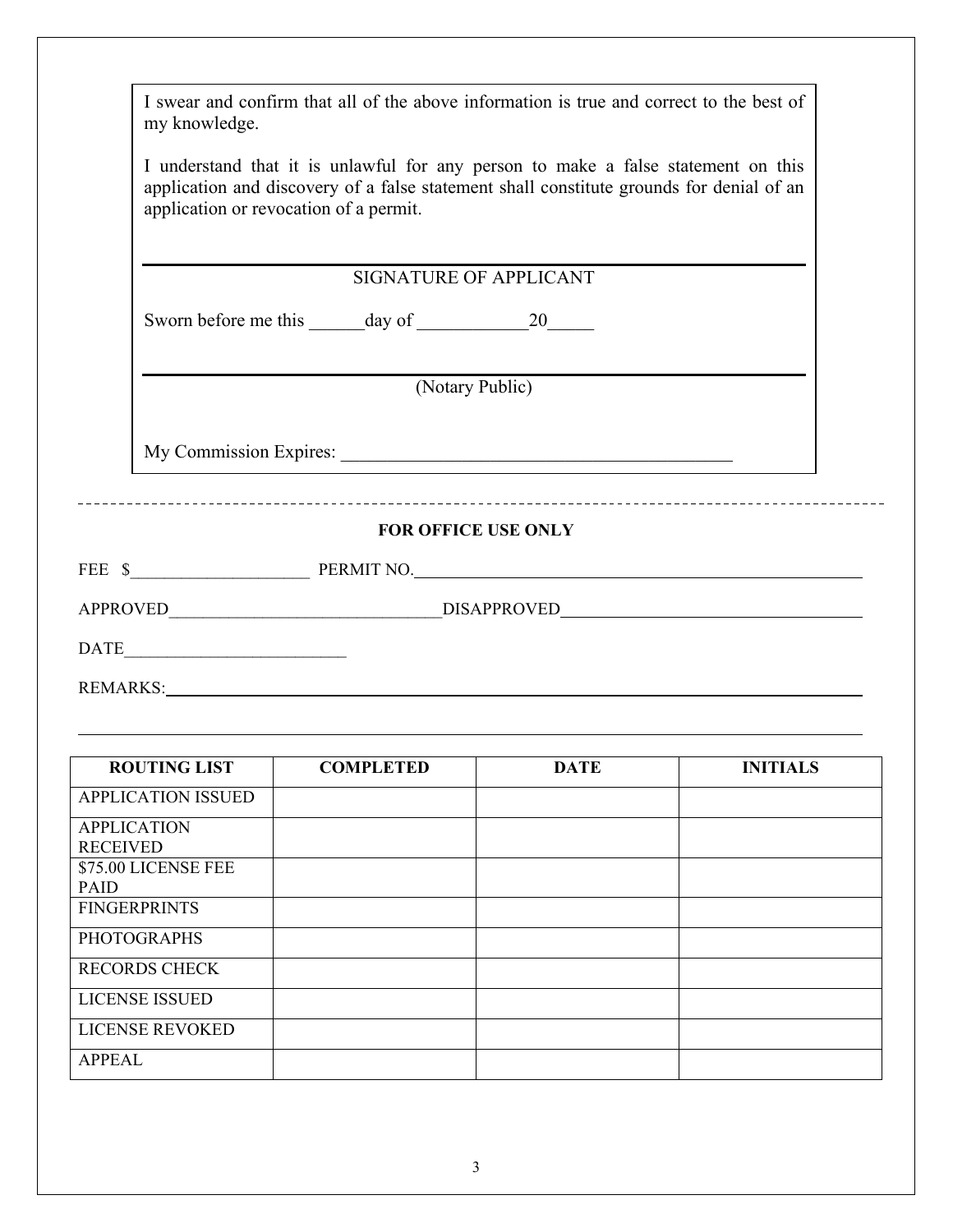I swear and confirm that all of the above information is true and correct to the best of my knowledge.

I understand that it is unlawful for any person to make a false statement on this application and discovery of a false statement shall constitute grounds for denial of an application or revocation of a permit.

______________________________________________

SIGNATURE OF APPLICANT

Sworn before me this ______day of ____________20_____

______________________________________________

(Notary Public)

My Commission Expires: ___________________________________________

---

**FOR OFFICE USE ONLY**

FEE $_____________________ PERMIT NO.______________________________________________

APPROVED_______________________________DISAPPROVED__________________________________

DATE_________________________

REMARKS:_____________________________________________________________________________

______________________________________________________________________________________

| ROUTING LIST | COMPLETED | DATE | INITIALS |
|---|---|---|---|
| APPLICATION ISSUED | | | |
| APPLICATION RECEIVED | | | |
| $75.00 LICENSE FEE PAID | | | |
| FINGERPRINTS | | | |
| PHOTOGRAPHS | | | |
| RECORDS CHECK | | | |
| LICENSE ISSUED | | | |
| LICENSE REVOKED | | | |
| APPEAL | | | |